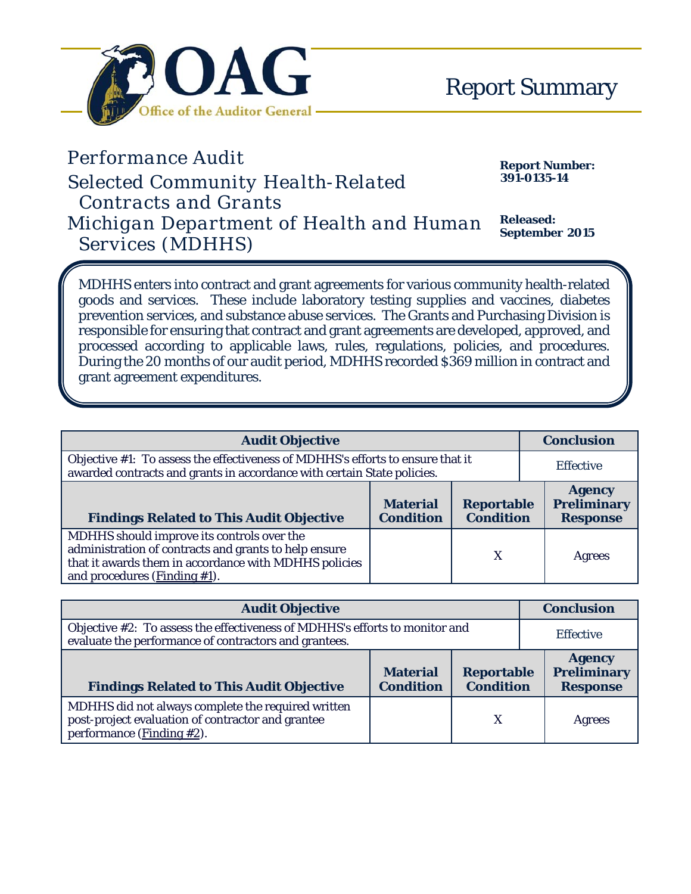# OAG

Office of the Auditor General

# Report Summary

## Performance Audit

## Selected Community Health-Related Contracts and Grants

## Michigan Department of Health and Human Services (MDHHS)

**Report Number:**
**391-0135-14**

**Released:**
**September 2015**

MDHHS enters into contract and grant agreements for various community health-related goods and services. These include laboratory testing supplies and vaccines, diabetes prevention services, and substance abuse services. The Grants and Purchasing Division is responsible for ensuring that contract and grant agreements are developed, approved, and processed according to applicable laws, rules, regulations, policies, and procedures. During the 20 months of our audit period, MDHHS recorded $369 million in contract and grant agreement expenditures.

| Audit Objective | | | Conclusion |
|---|---|---|---|
| Objective #1: To assess the effectiveness of MDHHS's efforts to ensure that it awarded contracts and grants in accordance with certain State policies. | | | Effective |
| **Findings Related to This Audit Objective** | **Material Condition** | **Reportable Condition** | **Agency Preliminary Response** |
| MDHHS should improve its controls over the administration of contracts and grants to help ensure that it awards them in accordance with MDHHS policies and procedures (Finding #1). | | X | Agrees |

| Audit Objective | | | Conclusion |
|---|---|---|---|
| Objective #2: To assess the effectiveness of MDHHS's efforts to monitor and evaluate the performance of contractors and grantees. | | | Effective |
| **Findings Related to This Audit Objective** | **Material Condition** | **Reportable Condition** | **Agency Preliminary Response** |
| MDHHS did not always complete the required written post-project evaluation of contractor and grantee performance (Finding #2). | | X | Agrees |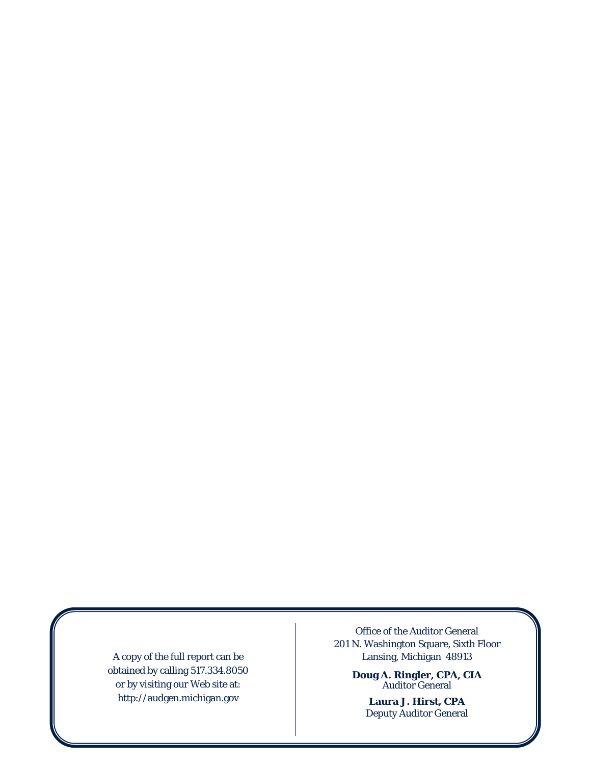A copy of the full report can be obtained by calling 517.334.8050 or by visiting our Web site at: http://audgen.michigan.gov

Office of the Auditor General
201 N. Washington Square, Sixth Floor
Lansing, Michigan 48913

**Doug A. Ringler, CPA, CIA**
Auditor General

**Laura J. Hirst, CPA**
Deputy Auditor General